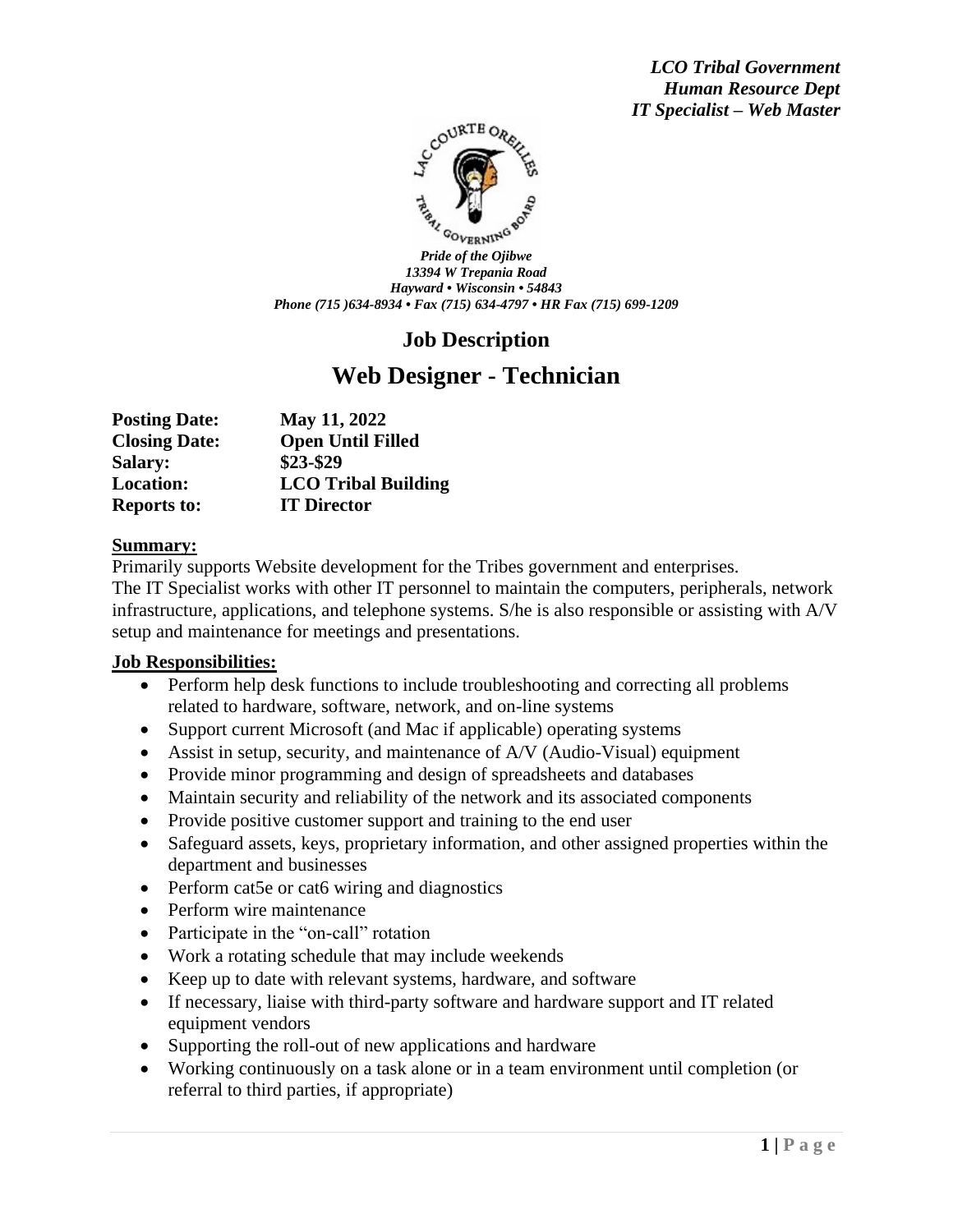*LCO Tribal Government*
*Human Resource Dept*
*IT Specialist – Web Master*

***Pride of the Ojibwe***
***13394 W Trepania Road***
***Hayward • Wisconsin • 54843***
***Phone (715 )634-8934 • Fax (715) 634-4797 • HR Fax (715) 699-1209***

## Job Description

# Web Designer - Technician

| | |
|---|---|
| **Posting Date:** | **May 11, 2022** |
| **Closing Date:** | **Open Until Filled** |
| **Salary:** | **$23-$29** |
| **Location:** | **LCO Tribal Building** |
| **Reports to:** | **IT Director** |

**Summary:**

Primarily supports Website development for the Tribes government and enterprises.
The IT Specialist works with other IT personnel to maintain the computers, peripherals, network infrastructure, applications, and telephone systems. S/he is also responsible or assisting with A/V setup and maintenance for meetings and presentations.

**Job Responsibilities:**

- Perform help desk functions to include troubleshooting and correcting all problems related to hardware, software, network, and on-line systems
- Support current Microsoft (and Mac if applicable) operating systems
- Assist in setup, security, and maintenance of A/V (Audio-Visual) equipment
- Provide minor programming and design of spreadsheets and databases
- Maintain security and reliability of the network and its associated components
- Provide positive customer support and training to the end user
- Safeguard assets, keys, proprietary information, and other assigned properties within the department and businesses
- Perform cat5e or cat6 wiring and diagnostics
- Perform wire maintenance
- Participate in the "on-call" rotation
- Work a rotating schedule that may include weekends
- Keep up to date with relevant systems, hardware, and software
- If necessary, liaise with third-party software and hardware support and IT related equipment vendors
- Supporting the roll-out of new applications and hardware
- Working continuously on a task alone or in a team environment until completion (or referral to third parties, if appropriate)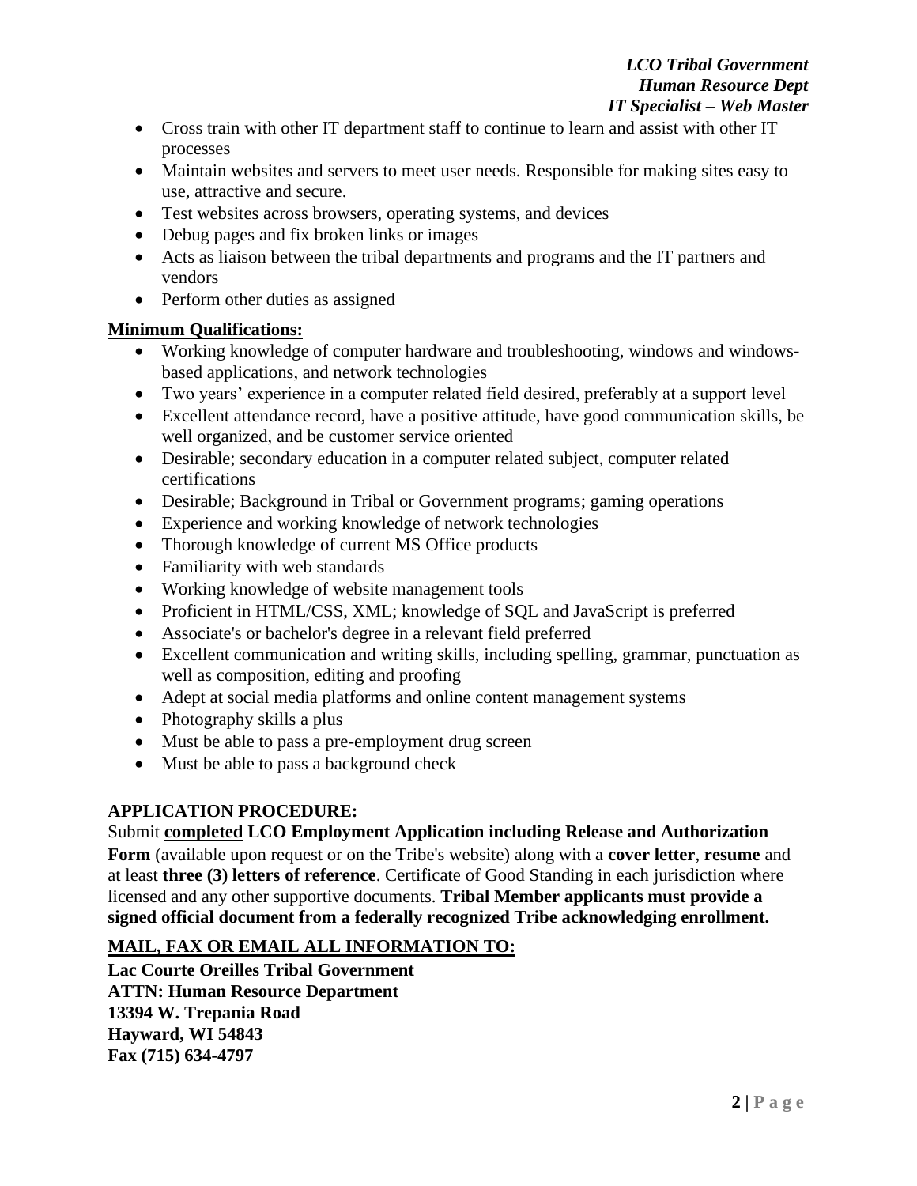- Cross train with other IT department staff to continue to learn and assist with other IT processes
- Maintain websites and servers to meet user needs. Responsible for making sites easy to use, attractive and secure.
- Test websites across browsers, operating systems, and devices
- Debug pages and fix broken links or images
- Acts as liaison between the tribal departments and programs and the IT partners and vendors
- Perform other duties as assigned

**<u>Minimum Qualifications:</u>**

- Working knowledge of computer hardware and troubleshooting, windows and windows-based applications, and network technologies
- Two years' experience in a computer related field desired, preferably at a support level
- Excellent attendance record, have a positive attitude, have good communication skills, be well organized, and be customer service oriented
- Desirable; secondary education in a computer related subject, computer related certifications
- Desirable; Background in Tribal or Government programs; gaming operations
- Experience and working knowledge of network technologies
- Thorough knowledge of current MS Office products
- Familiarity with web standards
- Working knowledge of website management tools
- Proficient in HTML/CSS, XML; knowledge of SQL and JavaScript is preferred
- Associate's or bachelor's degree in a relevant field preferred
- Excellent communication and writing skills, including spelling, grammar, punctuation as well as composition, editing and proofing
- Adept at social media platforms and online content management systems
- Photography skills a plus
- Must be able to pass a pre-employment drug screen
- Must be able to pass a background check

**APPLICATION PROCEDURE:**

Submit **<u>completed</u> LCO Employment Application including Release and Authorization Form** (available upon request or on the Tribe's website) along with a **cover letter**, **resume** and at least **three (3) letters of reference**. Certificate of Good Standing in each jurisdiction where licensed and any other supportive documents. **Tribal Member applicants must provide a signed official document from a federally recognized Tribe acknowledging enrollment.**

**<u>MAIL, FAX OR EMAIL ALL INFORMATION TO:</u>**

**Lac Courte Oreilles Tribal Government**
**ATTN: Human Resource Department**
**13394 W. Trepania Road**
**Hayward, WI 54843**
**Fax (715) 634-4797**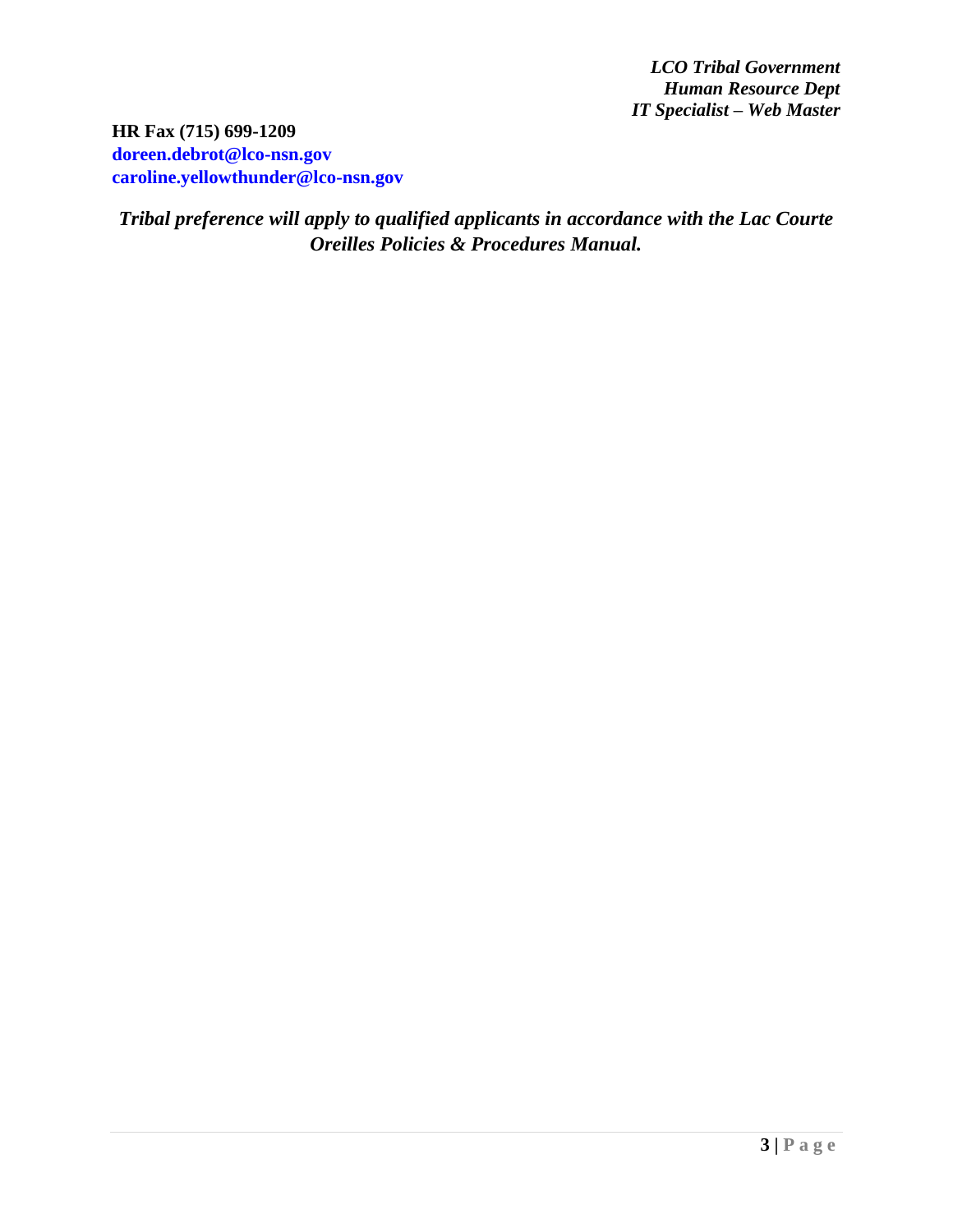**HR Fax (715) 699-1209**
**doreen.debrot@lco-nsn.gov**
**caroline.yellowthunder@lco-nsn.gov**

***Tribal preference will apply to qualified applicants in accordance with the Lac Courte Oreilles Policies & Procedures Manual.***